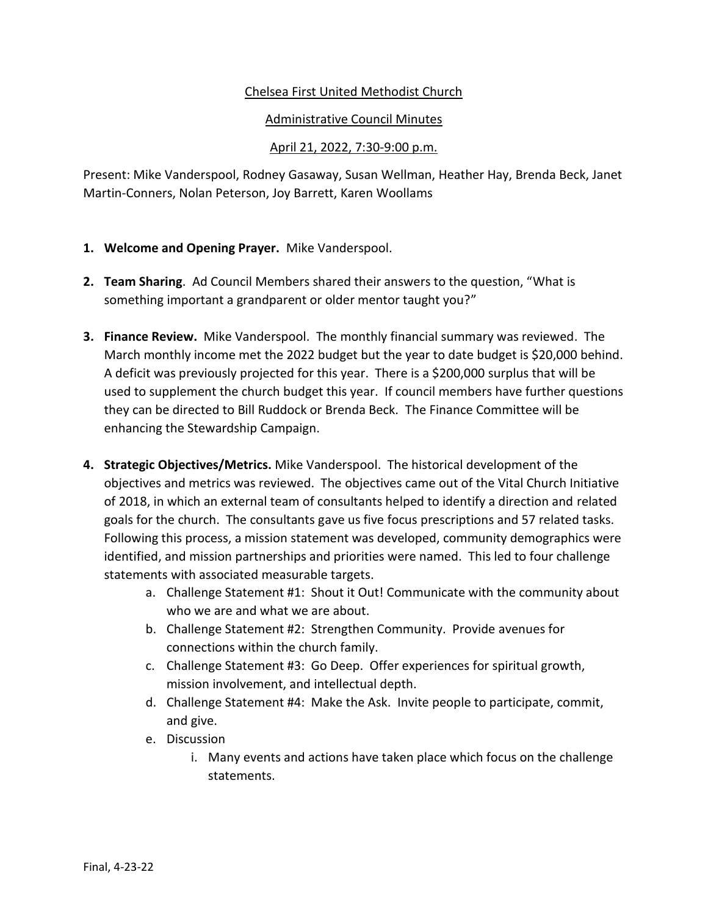Chelsea First United Methodist Church

Administrative Council Minutes

April 21, 2022, 7:30-9:00 p.m.

Present: Mike Vanderspool, Rodney Gasaway, Susan Wellman, Heather Hay, Brenda Beck, Janet Martin-Conners, Nolan Peterson, Joy Barrett, Karen Woollams

1. **Welcome and Opening Prayer.** Mike Vanderspool.

2. **Team Sharing**. Ad Council Members shared their answers to the question, "What is something important a grandparent or older mentor taught you?"

3. **Finance Review.** Mike Vanderspool. The monthly financial summary was reviewed. The March monthly income met the 2022 budget but the year to date budget is $20,000 behind. A deficit was previously projected for this year. There is a $200,000 surplus that will be used to supplement the church budget this year. If council members have further questions they can be directed to Bill Ruddock or Brenda Beck. The Finance Committee will be enhancing the Stewardship Campaign.

4. **Strategic Objectives/Metrics.** Mike Vanderspool. The historical development of the objectives and metrics was reviewed. The objectives came out of the Vital Church Initiative of 2018, in which an external team of consultants helped to identify a direction and related goals for the church. The consultants gave us five focus prescriptions and 57 related tasks. Following this process, a mission statement was developed, community demographics were identified, and mission partnerships and priorities were named. This led to four challenge statements with associated measurable targets.
   a. Challenge Statement #1: Shout it Out! Communicate with the community about who we are and what we are about.
   b. Challenge Statement #2: Strengthen Community. Provide avenues for connections within the church family.
   c. Challenge Statement #3: Go Deep. Offer experiences for spiritual growth, mission involvement, and intellectual depth.
   d. Challenge Statement #4: Make the Ask. Invite people to participate, commit, and give.
   e. Discussion
      i. Many events and actions have taken place which focus on the challenge statements.

Final, 4-23-22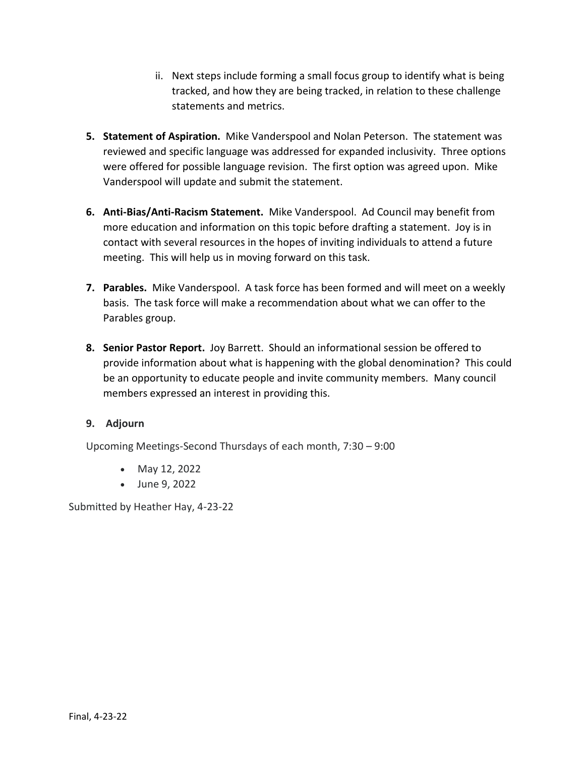ii. Next steps include forming a small focus group to identify what is being tracked, and how they are being tracked, in relation to these challenge statements and metrics.

5. **Statement of Aspiration.** Mike Vanderspool and Nolan Peterson. The statement was reviewed and specific language was addressed for expanded inclusivity. Three options were offered for possible language revision. The first option was agreed upon. Mike Vanderspool will update and submit the statement.

6. **Anti-Bias/Anti-Racism Statement.** Mike Vanderspool. Ad Council may benefit from more education and information on this topic before drafting a statement. Joy is in contact with several resources in the hopes of inviting individuals to attend a future meeting. This will help us in moving forward on this task.

7. **Parables.** Mike Vanderspool. A task force has been formed and will meet on a weekly basis. The task force will make a recommendation about what we can offer to the Parables group.

8. **Senior Pastor Report.** Joy Barrett. Should an informational session be offered to provide information about what is happening with the global denomination? This could be an opportunity to educate people and invite community members. Many council members expressed an interest in providing this.

9. **Adjourn**

Upcoming Meetings-Second Thursdays of each month, 7:30 – 9:00

- May 12, 2022
- June 9, 2022

Submitted by Heather Hay, 4-23-22

Final, 4-23-22